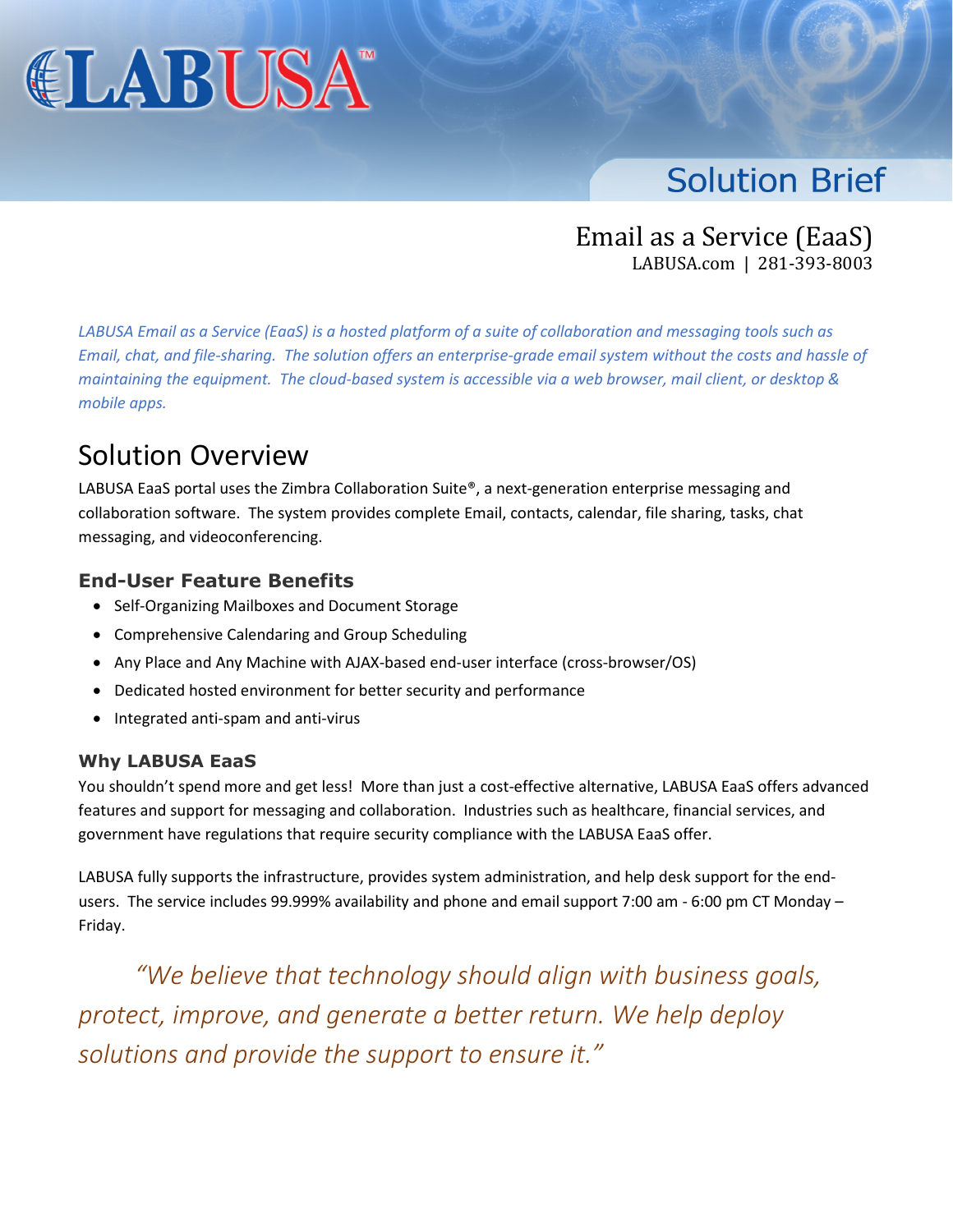# LABUSA™

## Solution Brief

### Email as a Service (EaaS)

LABUSA.com | 281-393-8003

*LABUSA Email as a Service (EaaS) is a hosted platform of a suite of collaboration and messaging tools such as Email, chat, and file-sharing. The solution offers an enterprise-grade email system without the costs and hassle of maintaining the equipment. The cloud-based system is accessible via a web browser, mail client, or desktop & mobile apps.*

## Solution Overview

LABUSA EaaS portal uses the Zimbra Collaboration Suite®, a next-generation enterprise messaging and collaboration software. The system provides complete Email, contacts, calendar, file sharing, tasks, chat messaging, and videoconferencing.

### End-User Feature Benefits

- Self-Organizing Mailboxes and Document Storage
- Comprehensive Calendaring and Group Scheduling
- Any Place and Any Machine with AJAX-based end-user interface (cross-browser/OS)
- Dedicated hosted environment for better security and performance
- Integrated anti-spam and anti-virus

### Why LABUSA EaaS

You shouldn't spend more and get less! More than just a cost-effective alternative, LABUSA EaaS offers advanced features and support for messaging and collaboration. Industries such as healthcare, financial services, and government have regulations that require security compliance with the LABUSA EaaS offer.

LABUSA fully supports the infrastructure, provides system administration, and help desk support for the end-users. The service includes 99.999% availability and phone and email support 7:00 am - 6:00 pm CT Monday – Friday.

*"We believe that technology should align with business goals, protect, improve, and generate a better return. We help deploy solutions and provide the support to ensure it."*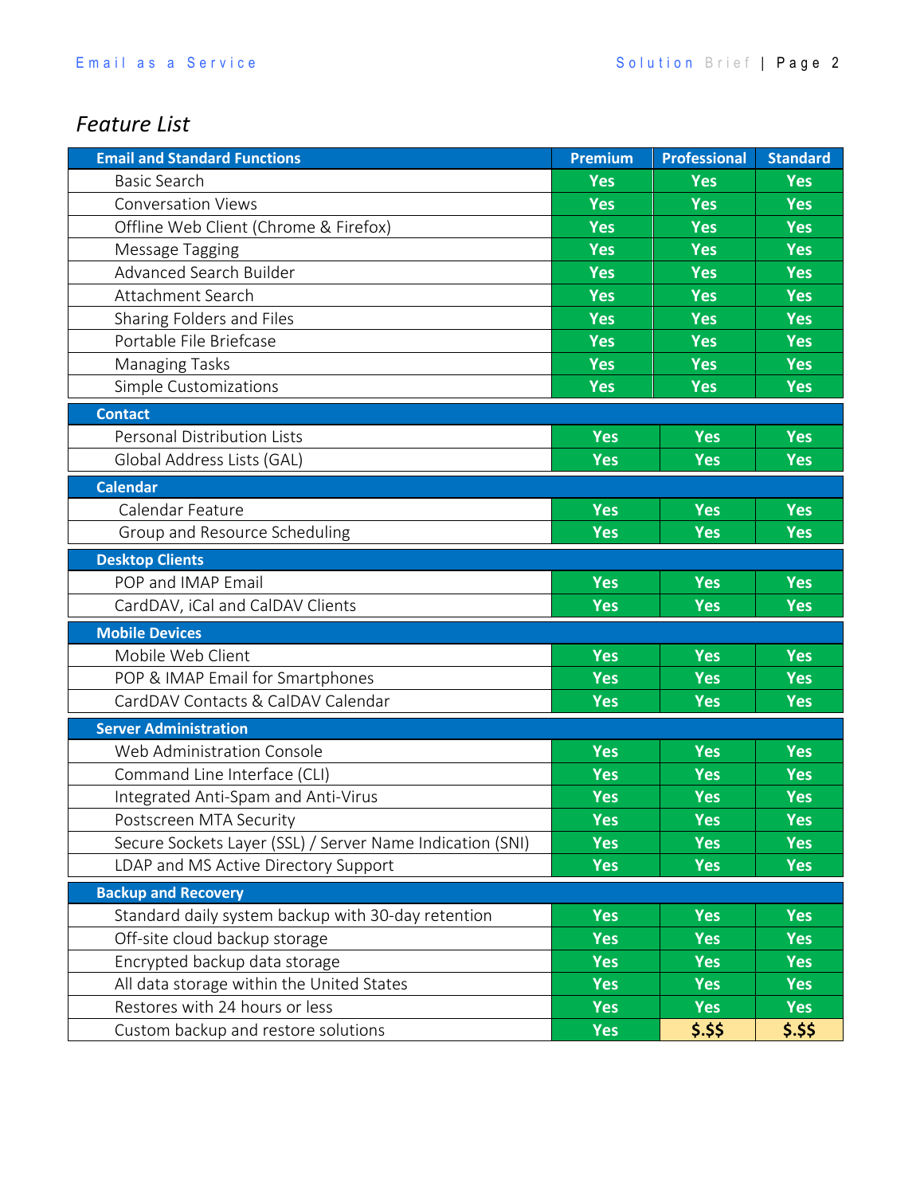## *Feature List*

| Email and Standard Functions | Premium | Professional | Standard |
|---|---|---|---|
| Basic Search | Yes | Yes | Yes |
| Conversation Views | Yes | Yes | Yes |
| Offline Web Client (Chrome & Firefox) | Yes | Yes | Yes |
| Message Tagging | Yes | Yes | Yes |
| Advanced Search Builder | Yes | Yes | Yes |
| Attachment Search | Yes | Yes | Yes |
| Sharing Folders and Files | Yes | Yes | Yes |
| Portable File Briefcase | Yes | Yes | Yes |
| Managing Tasks | Yes | Yes | Yes |
| Simple Customizations | Yes | Yes | Yes |
| **Contact** | | | |
| Personal Distribution Lists | Yes | Yes | Yes |
| Global Address Lists (GAL) | Yes | Yes | Yes |
| **Calendar** | | | |
| Calendar Feature | Yes | Yes | Yes |
| Group and Resource Scheduling | Yes | Yes | Yes |
| **Desktop Clients** | | | |
| POP and IMAP Email | Yes | Yes | Yes |
| CardDAV, iCal and CalDAV Clients | Yes | Yes | Yes |
| **Mobile Devices** | | | |
| Mobile Web Client | Yes | Yes | Yes |
| POP & IMAP Email for Smartphones | Yes | Yes | Yes |
| CardDAV Contacts & CalDAV Calendar | Yes | Yes | Yes |
| **Server Administration** | | | |
| Web Administration Console | Yes | Yes | Yes |
| Command Line Interface (CLI) | Yes | Yes | Yes |
| Integrated Anti-Spam and Anti-Virus | Yes | Yes | Yes |
| Postscreen MTA Security | Yes | Yes | Yes |
| Secure Sockets Layer (SSL) / Server Name Indication (SNI) | Yes | Yes | Yes |
| LDAP and MS Active Directory Support | Yes | Yes | Yes |
| **Backup and Recovery** | | | |
| Standard daily system backup with 30-day retention | Yes | Yes | Yes |
| Off-site cloud backup storage | Yes | Yes | Yes |
| Encrypted backup data storage | Yes | Yes | Yes |
| All data storage within the United States | Yes | Yes | Yes |
| Restores with 24 hours or less | Yes | Yes | Yes |
| Custom backup and restore solutions | Yes | $.$$ | $.$$ |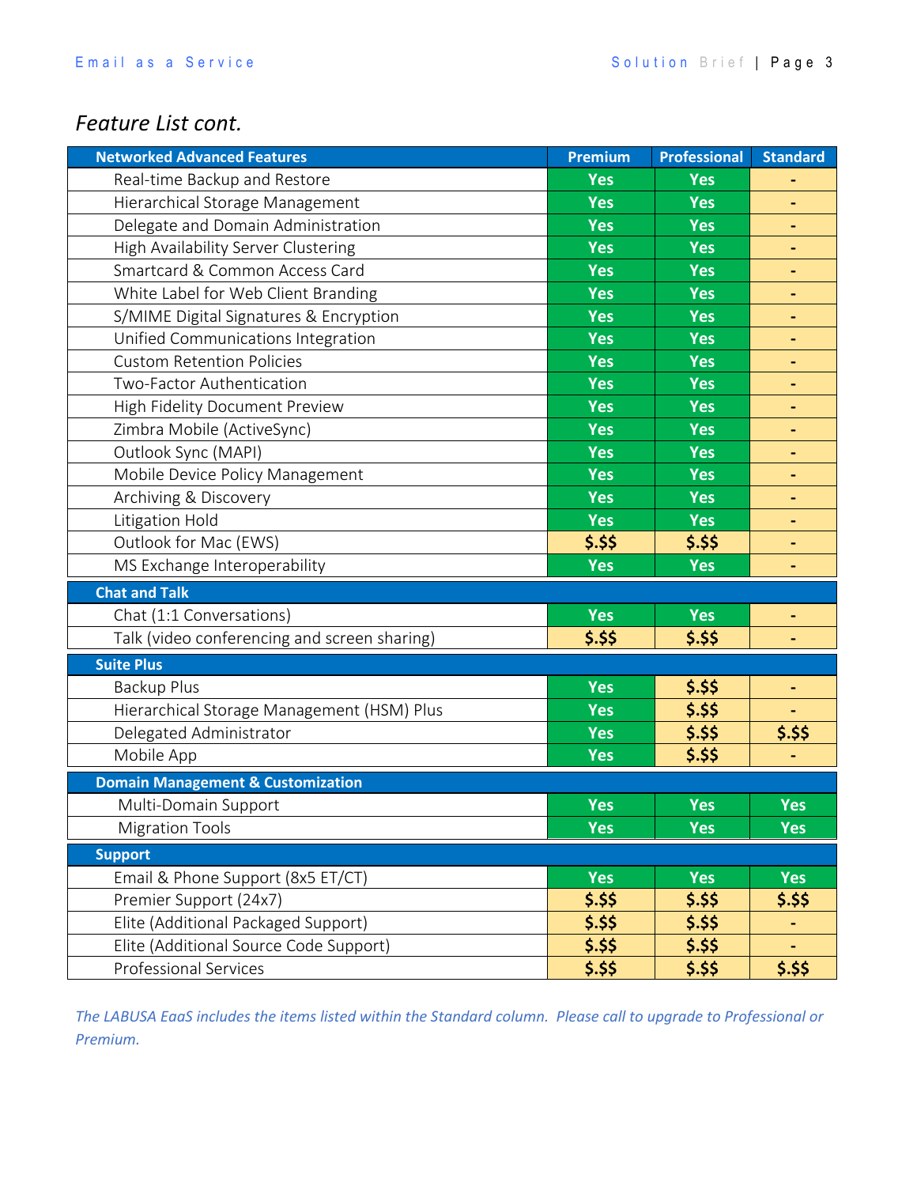## *Feature List cont.*

| Networked Advanced Features | Premium | Professional | Standard |
|---|---|---|---|
| Real-time Backup and Restore | Yes | Yes | - |
| Hierarchical Storage Management | Yes | Yes | - |
| Delegate and Domain Administration | Yes | Yes | - |
| High Availability Server Clustering | Yes | Yes | - |
| Smartcard & Common Access Card | Yes | Yes | - |
| White Label for Web Client Branding | Yes | Yes | - |
| S/MIME Digital Signatures & Encryption | Yes | Yes | - |
| Unified Communications Integration | Yes | Yes | - |
| Custom Retention Policies | Yes | Yes | - |
| Two-Factor Authentication | Yes | Yes | - |
| High Fidelity Document Preview | Yes | Yes | - |
| Zimbra Mobile (ActiveSync) | Yes | Yes | - |
| Outlook Sync (MAPI) | Yes | Yes | - |
| Mobile Device Policy Management | Yes | Yes | - |
| Archiving & Discovery | Yes | Yes | - |
| Litigation Hold | Yes | Yes | - |
| Outlook for Mac (EWS) | $.$$ | $.$$ | - |
| MS Exchange Interoperability | Yes | Yes | - |
| **Chat and Talk** | | | |
| Chat (1:1 Conversations) | Yes | Yes | - |
| Talk (video conferencing and screen sharing) | $.$$ | $.$$ | - |
| **Suite Plus** | | | |
| Backup Plus | Yes | $.$$ | - |
| Hierarchical Storage Management (HSM) Plus | Yes | $.$$ | - |
| Delegated Administrator | Yes | $.$$ | $.$$ |
| Mobile App | Yes | $.$$ | - |
| **Domain Management & Customization** | | | |
| Multi-Domain Support | Yes | Yes | Yes |
| Migration Tools | Yes | Yes | Yes |
| **Support** | | | |
| Email & Phone Support (8x5 ET/CT) | Yes | Yes | Yes |
| Premier Support (24x7) | $.$$ | $.$$ | $.$$ |
| Elite (Additional Packaged Support) | $.$$ | $.$$ | - |
| Elite (Additional Source Code Support) | $.$$ | $.$$ | - |
| Professional Services | $.$$ | $.$$ | $.$$ |

*The LABUSA EaaS includes the items listed within the Standard column. Please call to upgrade to Professional or Premium.*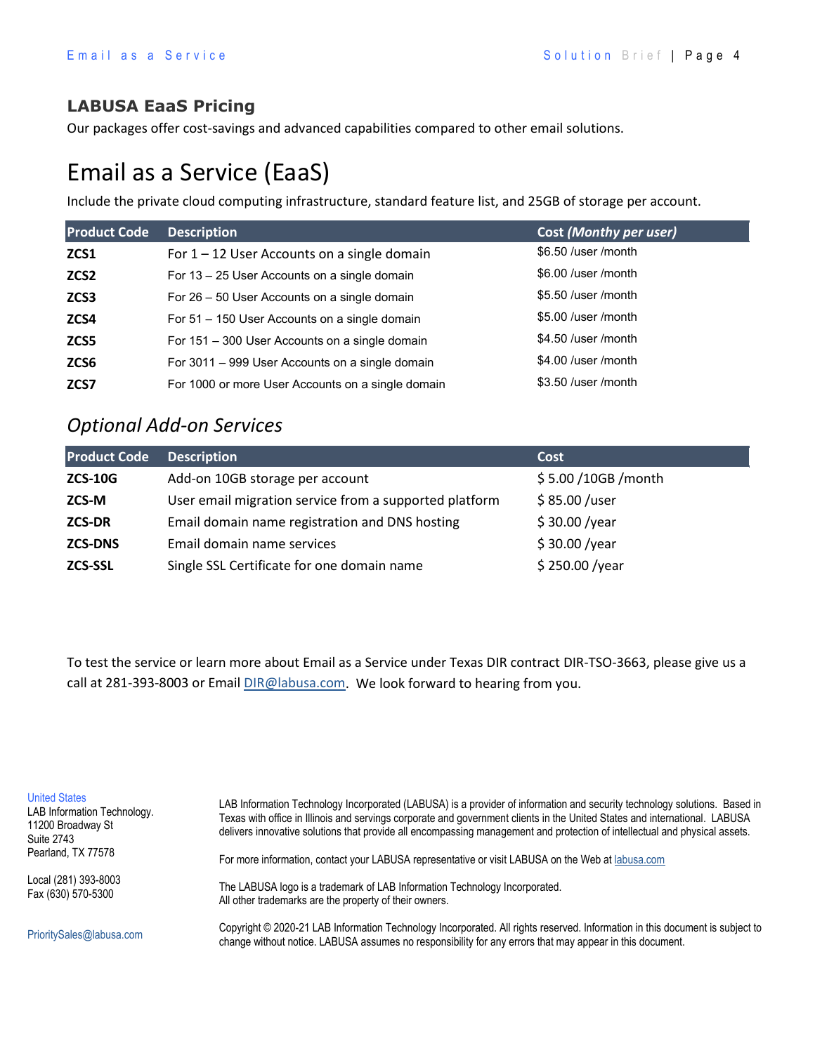### LABUSA EaaS Pricing

Our packages offer cost-savings and advanced capabilities compared to other email solutions.

# Email as a Service (EaaS)

Include the private cloud computing infrastructure, standard feature list, and 25GB of storage per account.

| Product Code | Description | Cost *(Monthy per user)* |
|---|---|---|
| **ZCS1** | For 1 – 12 User Accounts on a single domain | $6.50 /user /month |
| **ZCS2** | For 13 – 25 User Accounts on a single domain | $6.00 /user /month |
| **ZCS3** | For 26 – 50 User Accounts on a single domain | $5.50 /user /month |
| **ZCS4** | For 51 – 150 User Accounts on a single domain | $5.00 /user /month |
| **ZCS5** | For 151 – 300 User Accounts on a single domain | $4.50 /user /month |
| **ZCS6** | For 3011 – 999 User Accounts on a single domain | $4.00 /user /month |
| **ZCS7** | For 1000 or more User Accounts on a single domain | $3.50 /user /month |

## *Optional Add-on Services*

| Product Code | Description | Cost |
|---|---|---|
| **ZCS-10G** | Add-on 10GB storage per account | $ 5.00 /10GB /month |
| **ZCS-M** | User email migration service from a supported platform | $ 85.00 /user |
| **ZCS-DR** | Email domain name registration and DNS hosting | $ 30.00 /year |
| **ZCS-DNS** | Email domain name services | $ 30.00 /year |
| **ZCS-SSL** | Single SSL Certificate for one domain name | $ 250.00 /year |

To test the service or learn more about Email as a Service under Texas DIR contract DIR-TSO-3663, please give us a call at 281-393-8003 or Email DIR@labusa.com. We look forward to hearing from you.

United States
LAB Information Technology.
11200 Broadway St
Suite 2743
Pearland, TX 77578

Local (281) 393-8003
Fax (630) 570-5300

PrioritySales@labusa.com

LAB Information Technology Incorporated (LABUSA) is a provider of information and security technology solutions. Based in Texas with office in Illinois and servings corporate and government clients in the United States and international. LABUSA delivers innovative solutions that provide all encompassing management and protection of intellectual and physical assets.

For more information, contact your LABUSA representative or visit LABUSA on the Web at labusa.com

The LABUSA logo is a trademark of LAB Information Technology Incorporated.
All other trademarks are the property of their owners.

Copyright © 2020-21 LAB Information Technology Incorporated. All rights reserved. Information in this document is subject to change without notice. LABUSA assumes no responsibility for any errors that may appear in this document.